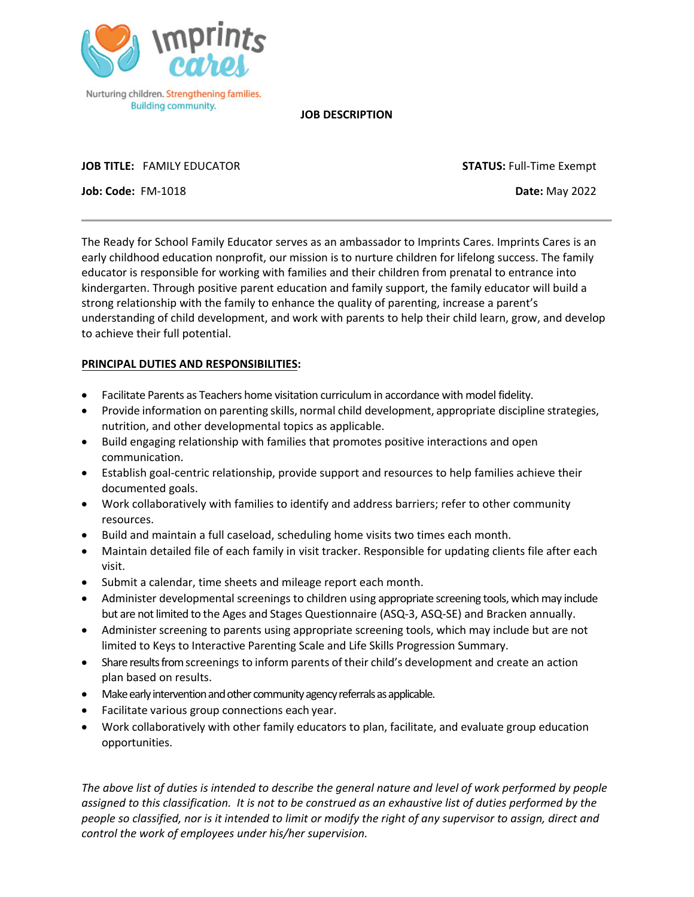Imprints cares

Nurturing children. Strengthening families. Building community.

# JOB DESCRIPTION

**JOB TITLE:** FAMILY EDUCATOR

**STATUS:** Full-Time Exempt

**Job: Code:** FM-1018

**Date:** May 2022

---

The Ready for School Family Educator serves as an ambassador to Imprints Cares. Imprints Cares is an early childhood education nonprofit, our mission is to nurture children for lifelong success. The family educator is responsible for working with families and their children from prenatal to entrance into kindergarten. Through positive parent education and family support, the family educator will build a strong relationship with the family to enhance the quality of parenting, increase a parent's understanding of child development, and work with parents to help their child learn, grow, and develop to achieve their full potential.

## PRINCIPAL DUTIES AND RESPONSIBILITIES:

- Facilitate Parents as Teachers home visitation curriculum in accordance with model fidelity.
- Provide information on parenting skills, normal child development, appropriate discipline strategies, nutrition, and other developmental topics as applicable.
- Build engaging relationship with families that promotes positive interactions and open communication.
- Establish goal-centric relationship, provide support and resources to help families achieve their documented goals.
- Work collaboratively with families to identify and address barriers; refer to other community resources.
- Build and maintain a full caseload, scheduling home visits two times each month.
- Maintain detailed file of each family in visit tracker. Responsible for updating clients file after each visit.
- Submit a calendar, time sheets and mileage report each month.
- Administer developmental screenings to children using appropriate screening tools, which may include but are not limited to the Ages and Stages Questionnaire (ASQ-3, ASQ-SE) and Bracken annually.
- Administer screening to parents using appropriate screening tools, which may include but are not limited to Keys to Interactive Parenting Scale and Life Skills Progression Summary.
- Share results from screenings to inform parents of their child's development and create an action plan based on results.
- Make early intervention and other community agency referrals as applicable.
- Facilitate various group connections each year.
- Work collaboratively with other family educators to plan, facilitate, and evaluate group education opportunities.

*The above list of duties is intended to describe the general nature and level of work performed by people assigned to this classification. It is not to be construed as an exhaustive list of duties performed by the people so classified, nor is it intended to limit or modify the right of any supervisor to assign, direct and control the work of employees under his/her supervision.*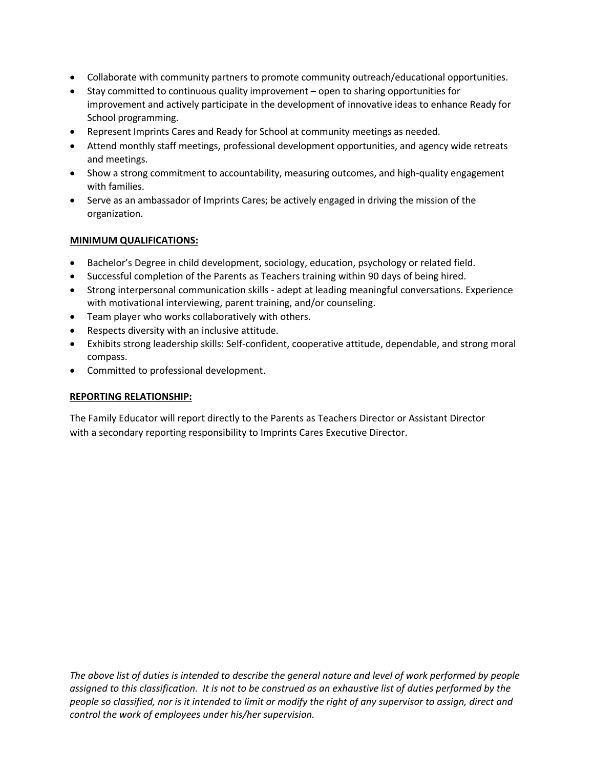- Collaborate with community partners to promote community outreach/educational opportunities.
- Stay committed to continuous quality improvement – open to sharing opportunities for improvement and actively participate in the development of innovative ideas to enhance Ready for School programming.
- Represent Imprints Cares and Ready for School at community meetings as needed.
- Attend monthly staff meetings, professional development opportunities, and agency wide retreats and meetings.
- Show a strong commitment to accountability, measuring outcomes, and high-quality engagement with families.
- Serve as an ambassador of Imprints Cares; be actively engaged in driving the mission of the organization.

**MINIMUM QUALIFICATIONS:**

- Bachelor's Degree in child development, sociology, education, psychology or related field.
- Successful completion of the Parents as Teachers training within 90 days of being hired.
- Strong interpersonal communication skills - adept at leading meaningful conversations. Experience with motivational interviewing, parent training, and/or counseling.
- Team player who works collaboratively with others.
- Respects diversity with an inclusive attitude.
- Exhibits strong leadership skills: Self-confident, cooperative attitude, dependable, and strong moral compass.
- Committed to professional development.

**REPORTING RELATIONSHIP:**

The Family Educator will report directly to the Parents as Teachers Director or Assistant Director with a secondary reporting responsibility to Imprints Cares Executive Director.

*The above list of duties is intended to describe the general nature and level of work performed by people assigned to this classification. It is not to be construed as an exhaustive list of duties performed by the people so classified, nor is it intended to limit or modify the right of any supervisor to assign, direct and control the work of employees under his/her supervision.*